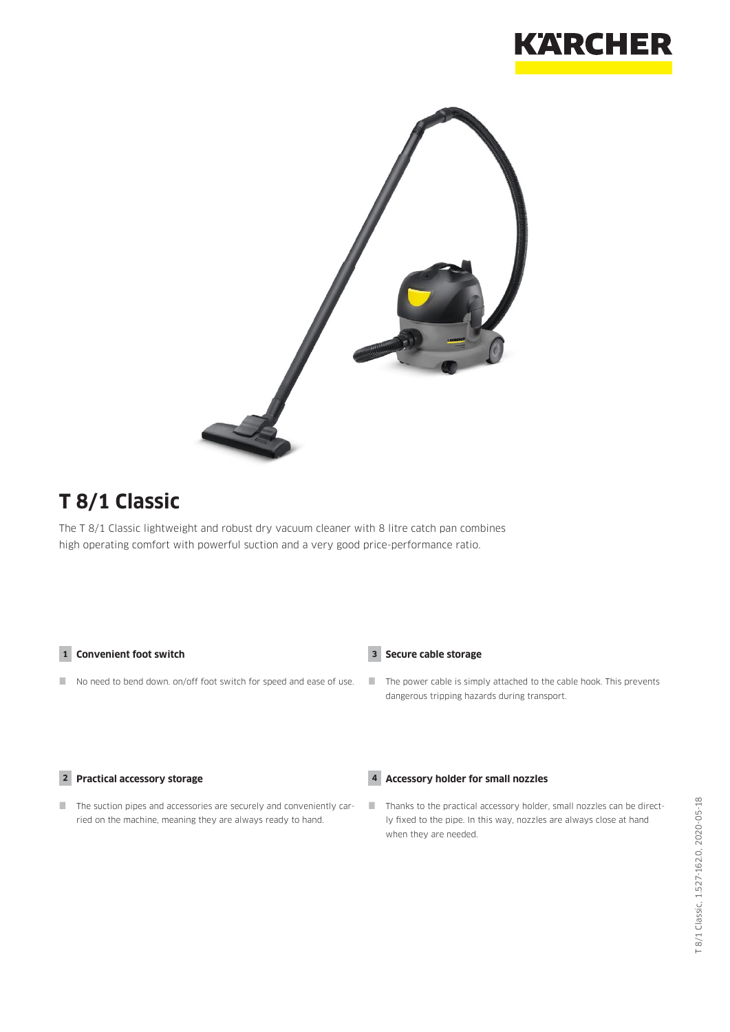# T 8/1 Classic

The T 8/1 Classic lightweight and robust dry vacuum cleaner with 8 litre catch pan combines high operating comfort with powerful suction and a very good price-performance ratio.

**1 Convenient foot switch**

- No need to bend down. on/off foot switch for speed and ease of use.

**2 Practical accessory storage**

- The suction pipes and accessories are securely and conveniently carried on the machine, meaning they are always ready to hand.

**3 Secure cable storage**

- The power cable is simply attached to the cable hook. This prevents dangerous tripping hazards during transport.

**4 Accessory holder for small nozzles**

- Thanks to the practical accessory holder, small nozzles can be directly fixed to the pipe. In this way, nozzles are always close at hand when they are needed.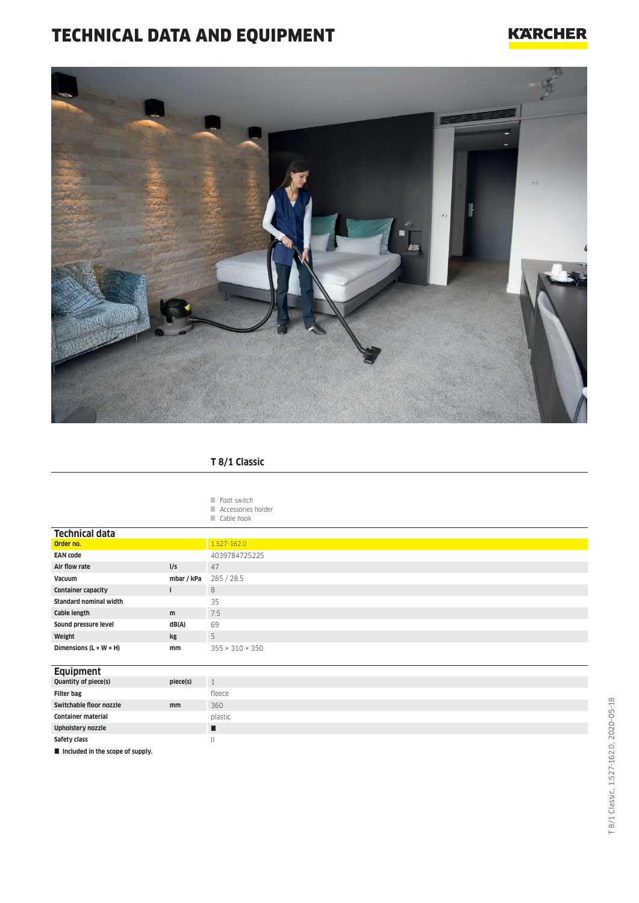# TECHNICAL DATA AND EQUIPMENT

KÄRCHER

## T 8/1 Classic

- Foot switch
- Accessories holder
- Cable hook

### Technical data

| | | |
|---|---|---|
| **Order no.** | | 1.527-162.0 |
| **EAN code** | | 4039784725225 |
| **Air flow rate** | l/s | 47 |
| **Vacuum** | mbar / kPa | 285 / 28.5 |
| **Container capacity** | l | 8 |
| **Standard nominal width** | | 35 |
| **Cable length** | m | 7.5 |
| **Sound pressure level** | dB(A) | 69 |
| **Weight** | kg | 5 |
| **Dimensions (L × W × H)** | mm | 355 × 310 × 350 |

### Equipment

| | | |
|---|---|---|
| **Quantity of piece(s)** | piece(s) | 1 |
| **Filter bag** | | fleece |
| **Switchable floor nozzle** | mm | 360 |
| **Container material** | | plastic |
| **Upholstery nozzle** | | ■ |
| **Safety class** | | II |

■ Included in the scope of supply.

T 8/1 Classic, 1.527-162.0, 2020-05-18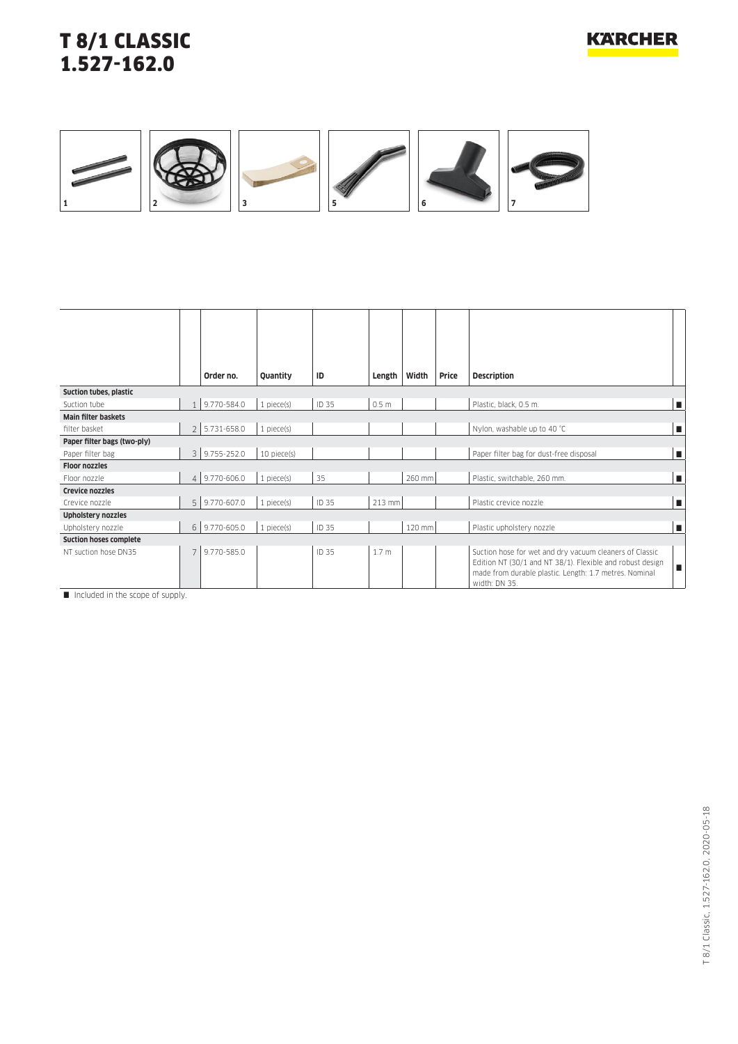# T 8/1 CLASSIC
# 1.527-162.0

1 2 3 5 6 7

| | | Order no. | Quantity | ID | Length | Width | Price | Description | |
|---|---|---|---|---|---|---|---|---|---|
| **Suction tubes, plastic** | | | | | | | | | |
| Suction tube | 1 | 9.770-584.0 | 1 piece(s) | ID 35 | 0.5 m | | | Plastic, black, 0.5 m. | ■ |
| **Main filter baskets** | | | | | | | | | |
| filter basket | 2 | 5.731-658.0 | 1 piece(s) | | | | | Nylon, washable up to 40 °C | ■ |
| **Paper filter bags (two-ply)** | | | | | | | | | |
| Paper filter bag | 3 | 9.755-252.0 | 10 piece(s) | | | | | Paper filter bag for dust-free disposal | ■ |
| **Floor nozzles** | | | | | | | | | |
| Floor nozzle | 4 | 9.770-606.0 | 1 piece(s) | 35 | | 260 mm | | Plastic, switchable, 260 mm. | ■ |
| **Crevice nozzles** | | | | | | | | | |
| Crevice nozzle | 5 | 9.770-607.0 | 1 piece(s) | ID 35 | 213 mm | | | Plastic crevice nozzle | ■ |
| **Upholstery nozzles** | | | | | | | | | |
| Upholstery nozzle | 6 | 9.770-605.0 | 1 piece(s) | ID 35 | | 120 mm | | Plastic upholstery nozzle | ■ |
| **Suction hoses complete** | | | | | | | | | |
| NT suction hose DN35 | 7 | 9.770-585.0 | | ID 35 | 1.7 m | | | Suction hose for wet and dry vacuum cleaners of Classic Edition NT (30/1 and NT 38/1). Flexible and robust design made from durable plastic. Length: 1.7 metres. Nominal width: DN 35. | ■ |

■ Included in the scope of supply.